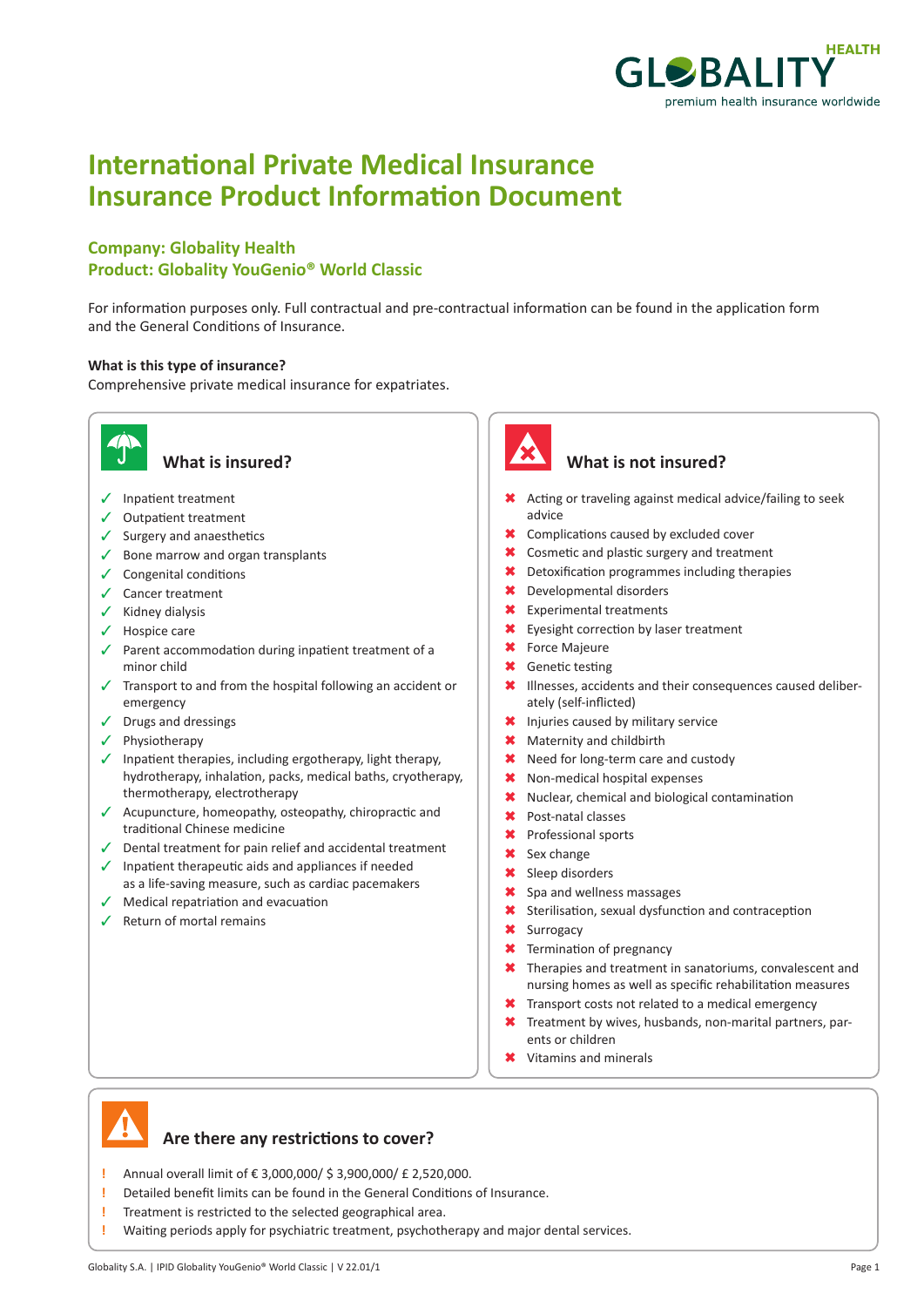# International Private Medical Insurance
# Insurance Product Information Document

### Company: Globality Health
### Product: Globality YouGenio® World Classic

For information purposes only. Full contractual and pre-contractual information can be found in the application form and the General Conditions of Insurance.

**What is this type of insurance?**
Comprehensive private medical insurance for expatriates.

## What is insured?

- ✓ Inpatient treatment
- ✓ Outpatient treatment
- ✓ Surgery and anaesthetics
- ✓ Bone marrow and organ transplants
- ✓ Congenital conditions
- ✓ Cancer treatment
- ✓ Kidney dialysis
- ✓ Hospice care
- ✓ Parent accommodation during inpatient treatment of a minor child
- ✓ Transport to and from the hospital following an accident or emergency
- ✓ Drugs and dressings
- ✓ Physiotherapy
- ✓ Inpatient therapies, including ergotherapy, light therapy, hydrotherapy, inhalation, packs, medical baths, cryotherapy, thermotherapy, electrotherapy
- ✓ Acupuncture, homeopathy, osteopathy, chiropractic and traditional Chinese medicine
- ✓ Dental treatment for pain relief and accidental treatment
- ✓ Inpatient therapeutic aids and appliances if needed as a life-saving measure, such as cardiac pacemakers
- ✓ Medical repatriation and evacuation
- ✓ Return of mortal remains

## What is not insured?

- ✖ Acting or traveling against medical advice/failing to seek advice
- ✖ Complications caused by excluded cover
- ✖ Cosmetic and plastic surgery and treatment
- ✖ Detoxification programmes including therapies
- ✖ Developmental disorders
- ✖ Experimental treatments
- ✖ Eyesight correction by laser treatment
- ✖ Force Majeure
- ✖ Genetic testing
- ✖ Illnesses, accidents and their consequences caused deliberately (self-inflicted)
- ✖ Injuries caused by military service
- ✖ Maternity and childbirth
- ✖ Need for long-term care and custody
- ✖ Non-medical hospital expenses
- ✖ Nuclear, chemical and biological contamination
- ✖ Post-natal classes
- ✖ Professional sports
- ✖ Sex change
- ✖ Sleep disorders
- ✖ Spa and wellness massages
- ✖ Sterilisation, sexual dysfunction and contraception
- ✖ Surrogacy
- ✖ Termination of pregnancy
- ✖ Therapies and treatment in sanatoriums, convalescent and nursing homes as well as specific rehabilitation measures
- ✖ Transport costs not related to a medical emergency
- ✖ Treatment by wives, husbands, non-marital partners, parents or children
- ✖ Vitamins and minerals

## Are there any restrictions to cover?

- ! Annual overall limit of € 3,000,000/ $ 3,900,000/ £ 2,520,000.
- ! Detailed benefit limits can be found in the General Conditions of Insurance.
- ! Treatment is restricted to the selected geographical area.
- ! Waiting periods apply for psychiatric treatment, psychotherapy and major dental services.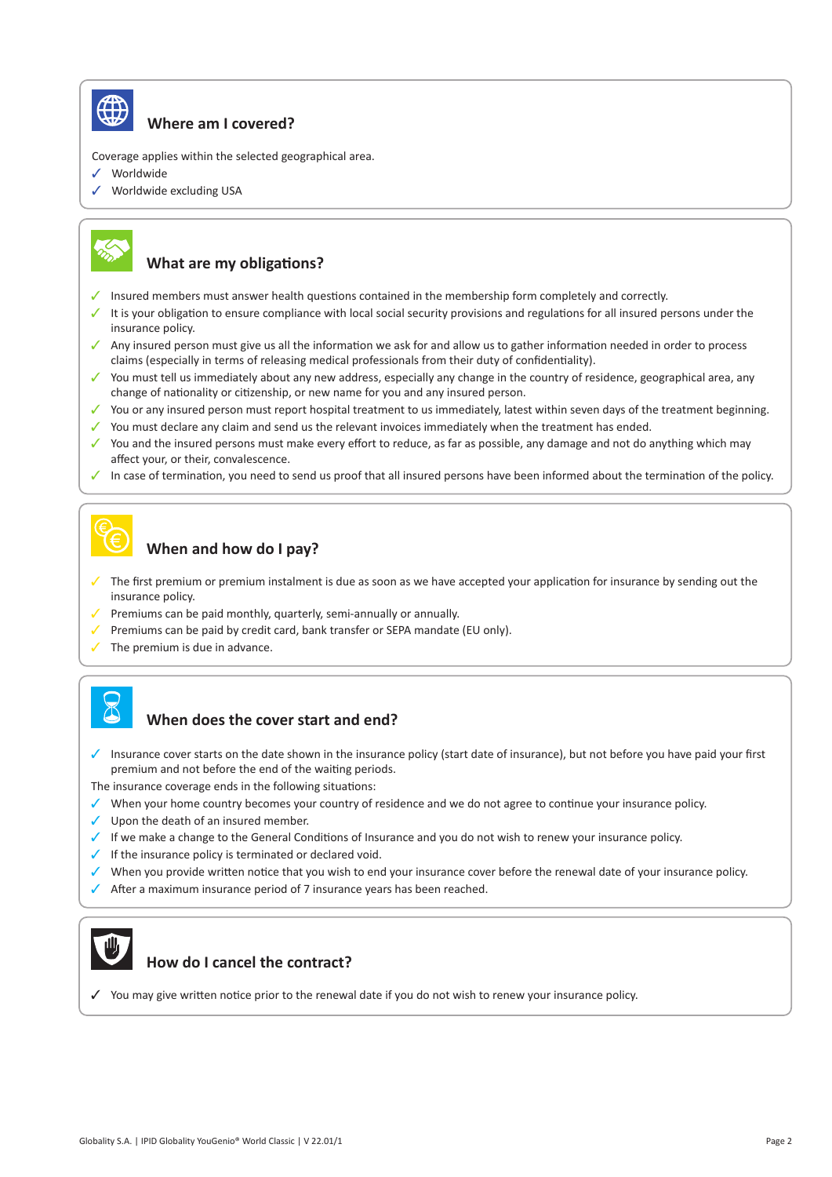## Where am I covered?

Coverage applies within the selected geographical area.

- ✓ Worldwide
- ✓ Worldwide excluding USA

## What are my obligations?

- ✓ Insured members must answer health questions contained in the membership form completely and correctly.
- ✓ It is your obligation to ensure compliance with local social security provisions and regulations for all insured persons under the insurance policy.
- ✓ Any insured person must give us all the information we ask for and allow us to gather information needed in order to process claims (especially in terms of releasing medical professionals from their duty of confidentiality).
- ✓ You must tell us immediately about any new address, especially any change in the country of residence, geographical area, any change of nationality or citizenship, or new name for you and any insured person.
- ✓ You or any insured person must report hospital treatment to us immediately, latest within seven days of the treatment beginning.
- ✓ You must declare any claim and send us the relevant invoices immediately when the treatment has ended.
- ✓ You and the insured persons must make every effort to reduce, as far as possible, any damage and not do anything which may affect your, or their, convalescence.
- ✓ In case of termination, you need to send us proof that all insured persons have been informed about the termination of the policy.

## When and how do I pay?

- ✓ The first premium or premium instalment is due as soon as we have accepted your application for insurance by sending out the insurance policy.
- ✓ Premiums can be paid monthly, quarterly, semi-annually or annually.
- ✓ Premiums can be paid by credit card, bank transfer or SEPA mandate (EU only).
- ✓ The premium is due in advance.

## When does the cover start and end?

- ✓ Insurance cover starts on the date shown in the insurance policy (start date of insurance), but not before you have paid your first premium and not before the end of the waiting periods.

The insurance coverage ends in the following situations:

- ✓ When your home country becomes your country of residence and we do not agree to continue your insurance policy.
- ✓ Upon the death of an insured member.
- ✓ If we make a change to the General Conditions of Insurance and you do not wish to renew your insurance policy.
- ✓ If the insurance policy is terminated or declared void.
- ✓ When you provide written notice that you wish to end your insurance cover before the renewal date of your insurance policy.
- ✓ After a maximum insurance period of 7 insurance years has been reached.

## How do I cancel the contract?

- ✓ You may give written notice prior to the renewal date if you do not wish to renew your insurance policy.

Globality S.A. | IPID Globality YouGenio® World Classic | V 22.01/1